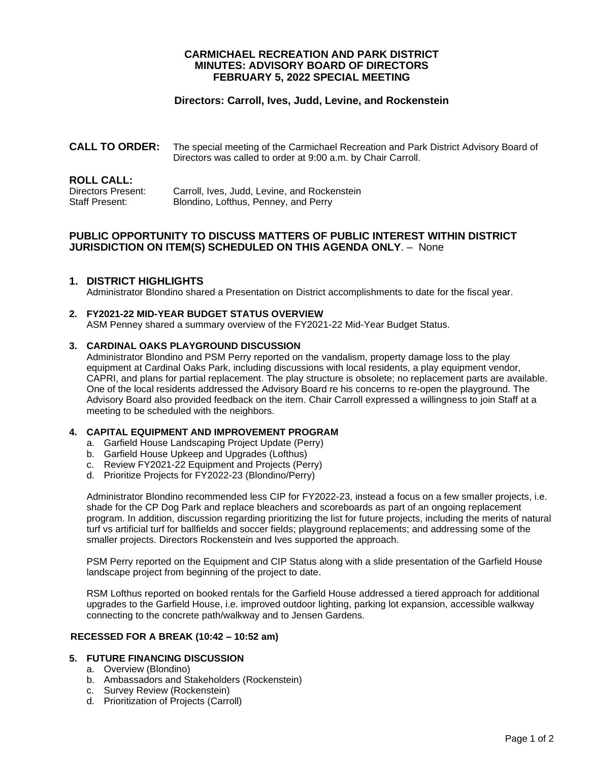# CARMICHAEL RECREATION AND PARK DISTRICT
# MINUTES: ADVISORY BOARD OF DIRECTORS
# FEBRUARY 5, 2022 SPECIAL MEETING

**Directors: Carroll, Ives, Judd, Levine, and Rockenstein**

**CALL TO ORDER:** The special meeting of the Carmichael Recreation and Park District Advisory Board of Directors was called to order at 9:00 a.m. by Chair Carroll.

**ROLL CALL:**

Directors Present: Carroll, Ives, Judd, Levine, and Rockenstein
Staff Present: Blondino, Lofthus, Penney, and Perry

**PUBLIC OPPORTUNITY TO DISCUSS MATTERS OF PUBLIC INTEREST WITHIN DISTRICT JURISDICTION ON ITEM(S) SCHEDULED ON THIS AGENDA ONLY**. – None

## 1. DISTRICT HIGHLIGHTS

Administrator Blondino shared a Presentation on District accomplishments to date for the fiscal year.

## 2. FY2021-22 MID-YEAR BUDGET STATUS OVERVIEW

ASM Penney shared a summary overview of the FY2021-22 Mid-Year Budget Status.

## 3. CARDINAL OAKS PLAYGROUND DISCUSSION

Administrator Blondino and PSM Perry reported on the vandalism, property damage loss to the play equipment at Cardinal Oaks Park, including discussions with local residents, a play equipment vendor, CAPRI, and plans for partial replacement. The play structure is obsolete; no replacement parts are available. One of the local residents addressed the Advisory Board re his concerns to re-open the playground. The Advisory Board also provided feedback on the item. Chair Carroll expressed a willingness to join Staff at a meeting to be scheduled with the neighbors.

## 4. CAPITAL EQUIPMENT AND IMPROVEMENT PROGRAM

a. Garfield House Landscaping Project Update (Perry)
b. Garfield House Upkeep and Upgrades (Lofthus)
c. Review FY2021-22 Equipment and Projects (Perry)
d. Prioritize Projects for FY2022-23 (Blondino/Perry)

Administrator Blondino recommended less CIP for FY2022-23, instead a focus on a few smaller projects, i.e. shade for the CP Dog Park and replace bleachers and scoreboards as part of an ongoing replacement program. In addition, discussion regarding prioritizing the list for future projects, including the merits of natural turf vs artificial turf for ballfields and soccer fields; playground replacements; and addressing some of the smaller projects. Directors Rockenstein and Ives supported the approach.

PSM Perry reported on the Equipment and CIP Status along with a slide presentation of the Garfield House landscape project from beginning of the project to date.

RSM Lofthus reported on booked rentals for the Garfield House addressed a tiered approach for additional upgrades to the Garfield House, i.e. improved outdoor lighting, parking lot expansion, accessible walkway connecting to the concrete path/walkway and to Jensen Gardens.

**RECESSED FOR A BREAK (10:42 – 10:52 am)**

## 5. FUTURE FINANCING DISCUSSION

a. Overview (Blondino)
b. Ambassadors and Stakeholders (Rockenstein)
c. Survey Review (Rockenstein)
d. Prioritization of Projects (Carroll)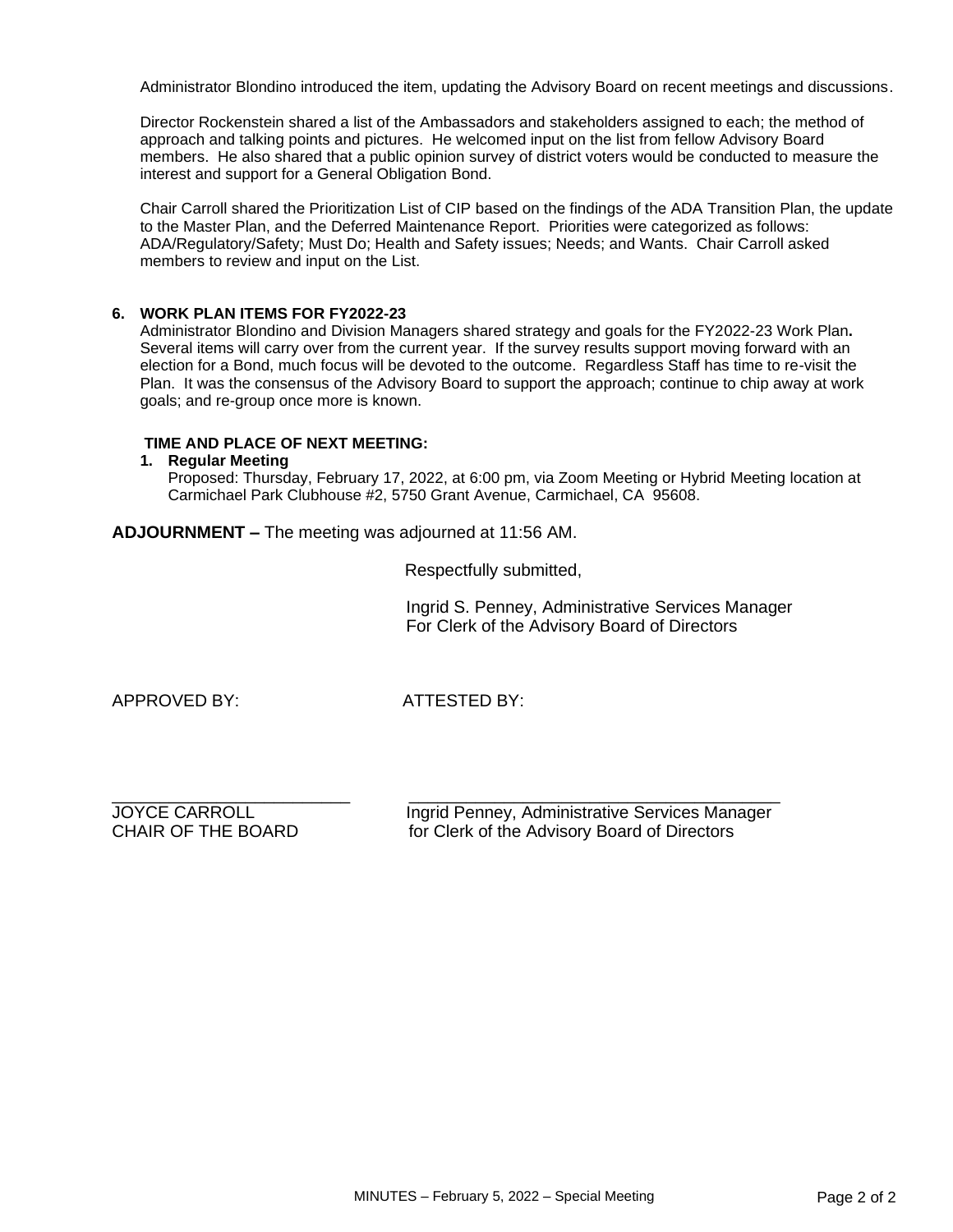Administrator Blondino introduced the item, updating the Advisory Board on recent meetings and discussions.

Director Rockenstein shared a list of the Ambassadors and stakeholders assigned to each; the method of approach and talking points and pictures. He welcomed input on the list from fellow Advisory Board members. He also shared that a public opinion survey of district voters would be conducted to measure the interest and support for a General Obligation Bond.

Chair Carroll shared the Prioritization List of CIP based on the findings of the ADA Transition Plan, the update to the Master Plan, and the Deferred Maintenance Report. Priorities were categorized as follows: ADA/Regulatory/Safety; Must Do; Health and Safety issues; Needs; and Wants. Chair Carroll asked members to review and input on the List.

**6. WORK PLAN ITEMS FOR FY2022-23**

Administrator Blondino and Division Managers shared strategy and goals for the FY2022-23 Work Plan**.** Several items will carry over from the current year. If the survey results support moving forward with an election for a Bond, much focus will be devoted to the outcome. Regardless Staff has time to re-visit the Plan. It was the consensus of the Advisory Board to support the approach; continue to chip away at work goals; and re-group once more is known.

**TIME AND PLACE OF NEXT MEETING:**

**1. Regular Meeting**
Proposed: Thursday, February 17, 2022, at 6:00 pm, via Zoom Meeting or Hybrid Meeting location at Carmichael Park Clubhouse #2, 5750 Grant Avenue, Carmichael, CA 95608.

**ADJOURNMENT –** The meeting was adjourned at 11:56 AM.

Respectfully submitted,

Ingrid S. Penney, Administrative Services Manager
For Clerk of the Advisory Board of Directors

APPROVED BY: ATTESTED BY:

\_\_\_\_\_\_\_\_\_\_\_\_\_\_\_\_\_\_\_\_\_\_\_\_\_\_
JOYCE CARROLL
CHAIR OF THE BOARD

\_\_\_\_\_\_\_\_\_\_\_\_\_\_\_\_\_\_\_\_\_\_\_\_\_\_\_\_\_\_\_\_\_\_\_\_\_\_\_\_
Ingrid Penney, Administrative Services Manager
for Clerk of the Advisory Board of Directors